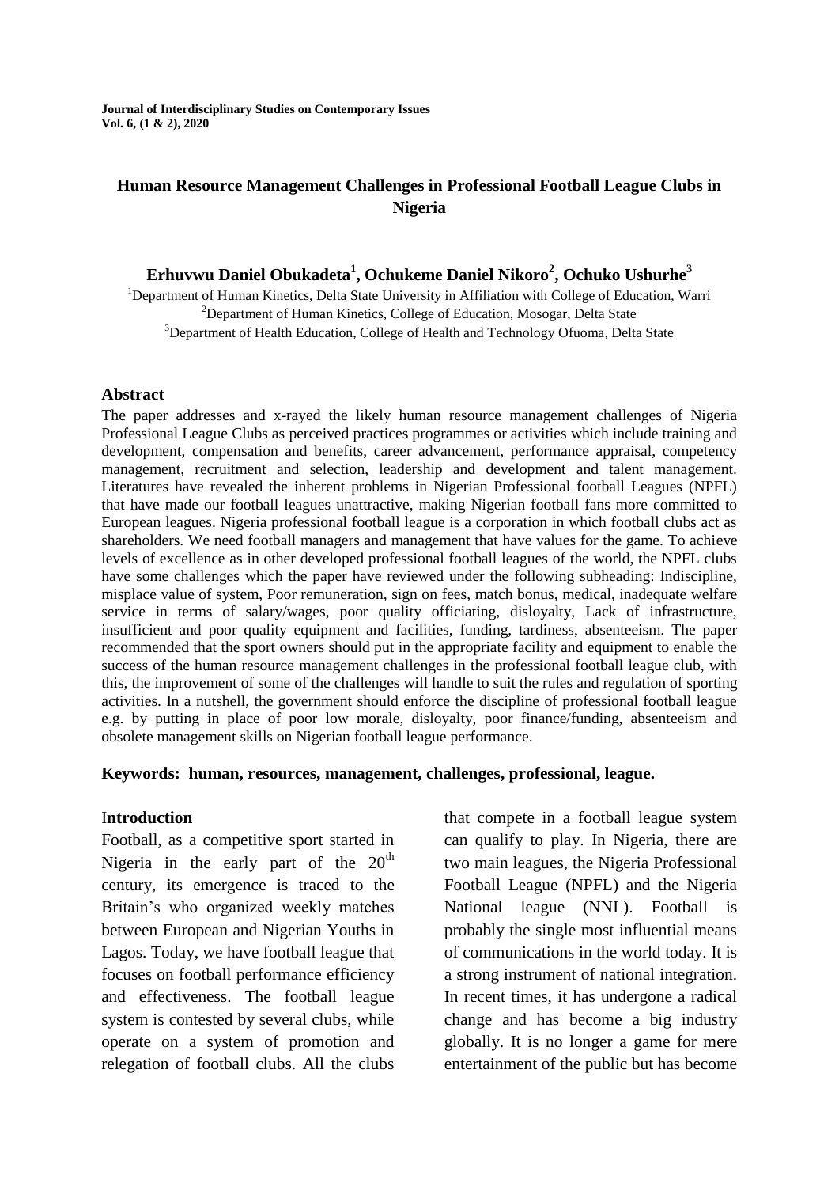# Human Resource Management Challenges in Professional Football League Clubs in Nigeria

**Erhuvwu Daniel Obukadeta[1], Ochukeme Daniel Nikoro[2], Ochuko Ushurhe[3]**

[1]Department of Human Kinetics, Delta State University in Affiliation with College of Education, Warri
[2]Department of Human Kinetics, College of Education, Mosogar, Delta State
[3]Department of Health Education, College of Health and Technology Ofuoma, Delta State

## Abstract

The paper addresses and x-rayed the likely human resource management challenges of Nigeria Professional League Clubs as perceived practices programmes or activities which include training and development, compensation and benefits, career advancement, performance appraisal, competency management, recruitment and selection, leadership and development and talent management. Literatures have revealed the inherent problems in Nigerian Professional football Leagues (NPFL) that have made our football leagues unattractive, making Nigerian football fans more committed to European leagues. Nigeria professional football league is a corporation in which football clubs act as shareholders. We need football managers and management that have values for the game. To achieve levels of excellence as in other developed professional football leagues of the world, the NPFL clubs have some challenges which the paper have reviewed under the following subheading: Indiscipline, misplace value of system, Poor remuneration, sign on fees, match bonus, medical, inadequate welfare service in terms of salary/wages, poor quality officiating, disloyalty, Lack of infrastructure, insufficient and poor quality equipment and facilities, funding, tardiness, absenteeism. The paper recommended that the sport owners should put in the appropriate facility and equipment to enable the success of the human resource management challenges in the professional football league club, with this, the improvement of some of the challenges will handle to suit the rules and regulation of sporting activities. In a nutshell, the government should enforce the discipline of professional football league e.g. by putting in place of poor low morale, disloyalty, poor finance/funding, absenteeism and obsolete management skills on Nigerian football league performance.

**Keywords: human, resources, management, challenges, professional, league.**

## Introduction

Football, as a competitive sport started in Nigeria in the early part of the 20th century, its emergence is traced to the Britain's who organized weekly matches between European and Nigerian Youths in Lagos. Today, we have football league that focuses on football performance efficiency and effectiveness. The football league system is contested by several clubs, while operate on a system of promotion and relegation of football clubs. All the clubs that compete in a football league system can qualify to play. In Nigeria, there are two main leagues, the Nigeria Professional Football League (NPFL) and the Nigeria National league (NNL). Football is probably the single most influential means of communications in the world today. It is a strong instrument of national integration. In recent times, it has undergone a radical change and has become a big industry globally. It is no longer a game for mere entertainment of the public but has become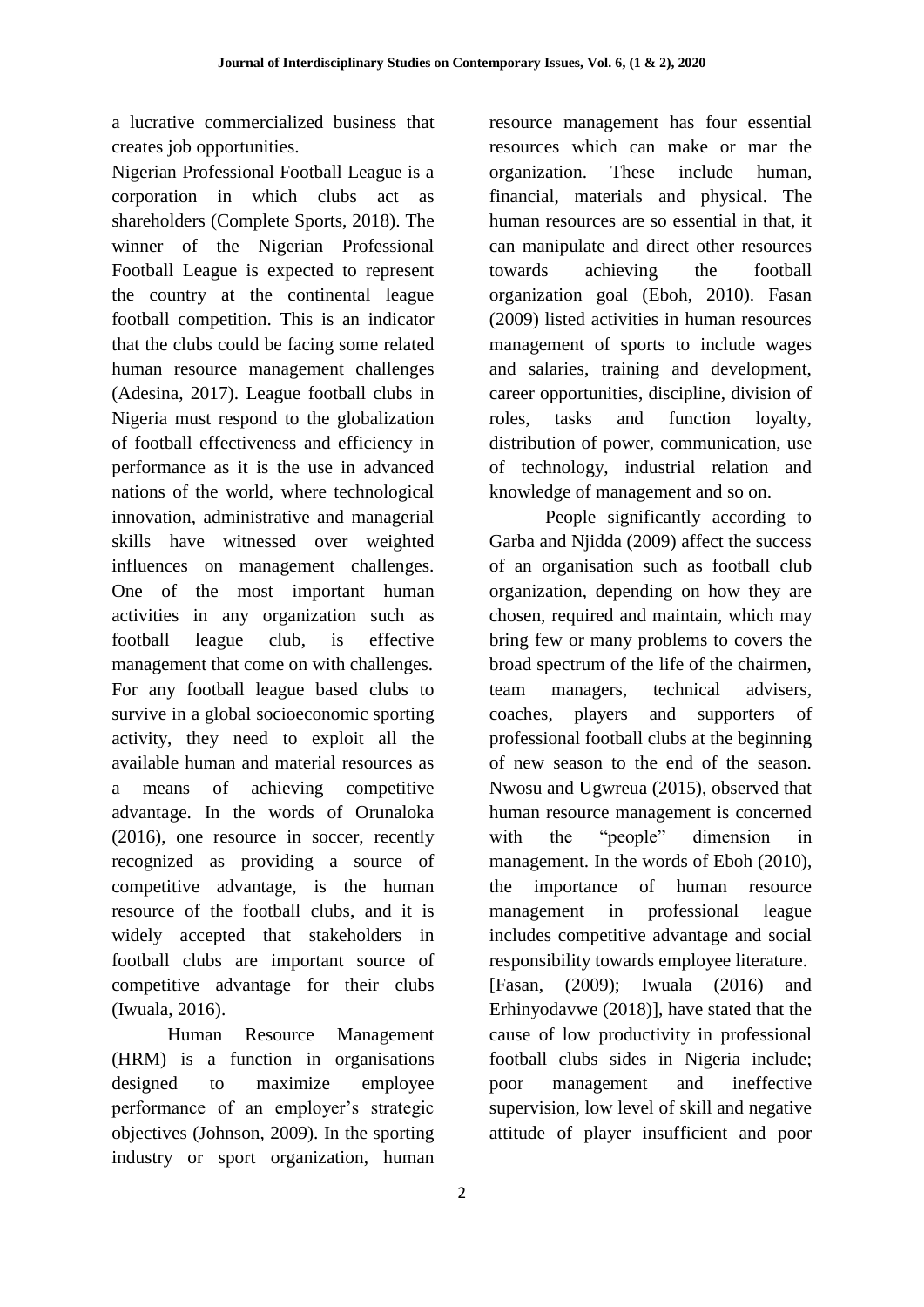a lucrative commercialized business that creates job opportunities.

Nigerian Professional Football League is a corporation in which clubs act as shareholders (Complete Sports, 2018). The winner of the Nigerian Professional Football League is expected to represent the country at the continental league football competition. This is an indicator that the clubs could be facing some related human resource management challenges (Adesina, 2017). League football clubs in Nigeria must respond to the globalization of football effectiveness and efficiency in performance as it is the use in advanced nations of the world, where technological innovation, administrative and managerial skills have witnessed over weighted influences on management challenges. One of the most important human activities in any organization such as football league club, is effective management that come on with challenges. For any football league based clubs to survive in a global socioeconomic sporting activity, they need to exploit all the available human and material resources as a means of achieving competitive advantage. In the words of Orunaloka (2016), one resource in soccer, recently recognized as providing a source of competitive advantage, is the human resource of the football clubs, and it is widely accepted that stakeholders in football clubs are important source of competitive advantage for their clubs (Iwuala, 2016).

Human Resource Management (HRM) is a function in organisations designed to maximize employee performance of an employer's strategic objectives (Johnson, 2009). In the sporting industry or sport organization, human resource management has four essential resources which can make or mar the organization. These include human, financial, materials and physical. The human resources are so essential in that, it can manipulate and direct other resources towards achieving the football organization goal (Eboh, 2010). Fasan (2009) listed activities in human resources management of sports to include wages and salaries, training and development, career opportunities, discipline, division of roles, tasks and function loyalty, distribution of power, communication, use of technology, industrial relation and knowledge of management and so on.

People significantly according to Garba and Njidda (2009) affect the success of an organisation such as football club organization, depending on how they are chosen, required and maintain, which may bring few or many problems to the covers the broad spectrum of the life of the chairmen, team managers, technical advisers, coaches, players and supporters of professional football clubs at the beginning of new season to the end of the season. Nwosu and Ugwreua (2015), observed that human resource management is concerned with the "people" dimension in management. In the words of Eboh (2010), the importance of human resource management in professional league includes competitive advantage and social responsibility towards employee literature. [Fasan, (2009); Iwuala (2016) and Erhinyodavwe (2018)], have stated that the cause of low productivity in professional football clubs sides in Nigeria include; poor management and ineffective supervision, low level of skill and negative attitude of player insufficient and poor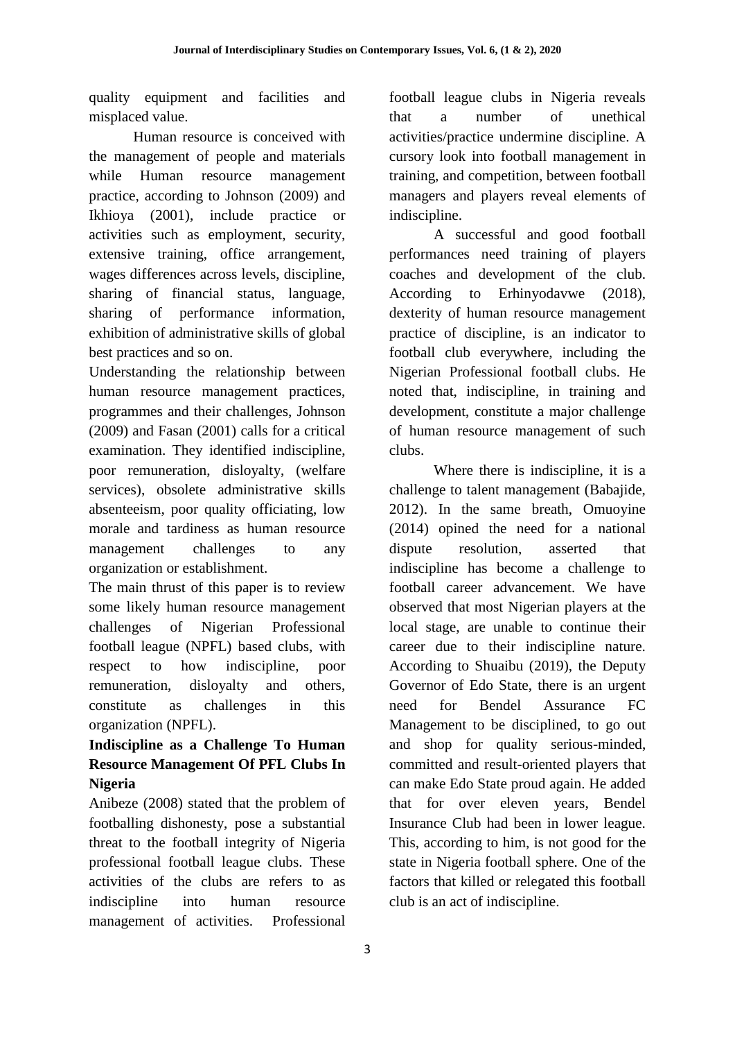quality equipment and facilities and misplaced value.

Human resource is conceived with the management of people and materials while Human resource management practice, according to Johnson (2009) and Ikhioya (2001), include practice or activities such as employment, security, extensive training, office arrangement, wages differences across levels, discipline, sharing of financial status, language, sharing of performance information, exhibition of administrative skills of global best practices and so on.

Understanding the relationship between human resource management practices, programmes and their challenges, Johnson (2009) and Fasan (2001) calls for a critical examination. They identified indiscipline, poor remuneration, disloyalty, (welfare services), obsolete administrative skills absenteeism, poor quality officiating, low morale and tardiness as human resource management challenges to any organization or establishment.

The main thrust of this paper is to review some likely human resource management challenges of Nigerian Professional football league (NPFL) based clubs, with respect to how indiscipline, poor remuneration, disloyalty and others, constitute as challenges in this organization (NPFL).

## Indiscipline as a Challenge To Human Resource Management Of PFL Clubs In Nigeria

Anibeze (2008) stated that the problem of footballing dishonesty, pose a substantial threat to the football integrity of Nigeria professional football league clubs. These activities of the clubs are refers to as indiscipline into human resource management of activities. Professional football league clubs in Nigeria reveals that a number of unethical activities/practice undermine discipline. A cursory look into football management in training, and competition, between football managers and players reveal elements of indiscipline.

A successful and good football performances need training of players coaches and development of the club. According to Erhinyodavwe (2018), dexterity of human resource management practice of discipline, is an indicator to football club everywhere, including the Nigerian Professional football clubs. He noted that, indiscipline, in training and development, constitute a major challenge of human resource management of such clubs.

Where there is indiscipline, it is a challenge to talent management (Babajide, 2012). In the same breath, Omuoyine (2014) opined the need for a national dispute resolution, asserted that indiscipline has become a challenge to football career advancement. We have observed that most Nigerian players at the local stage, are unable to continue their career due to their indiscipline nature. According to Shuaibu (2019), the Deputy Governor of Edo State, there is an urgent need for Bendel Assurance FC Management to be disciplined, to go out and shop for quality serious-minded, committed and result-oriented players that can make Edo State proud again. He added that for over eleven years, Bendel Insurance Club had been in lower league. This, according to him, is not good for the state in Nigeria football sphere. One of the factors that killed or relegated this football club is an act of indiscipline.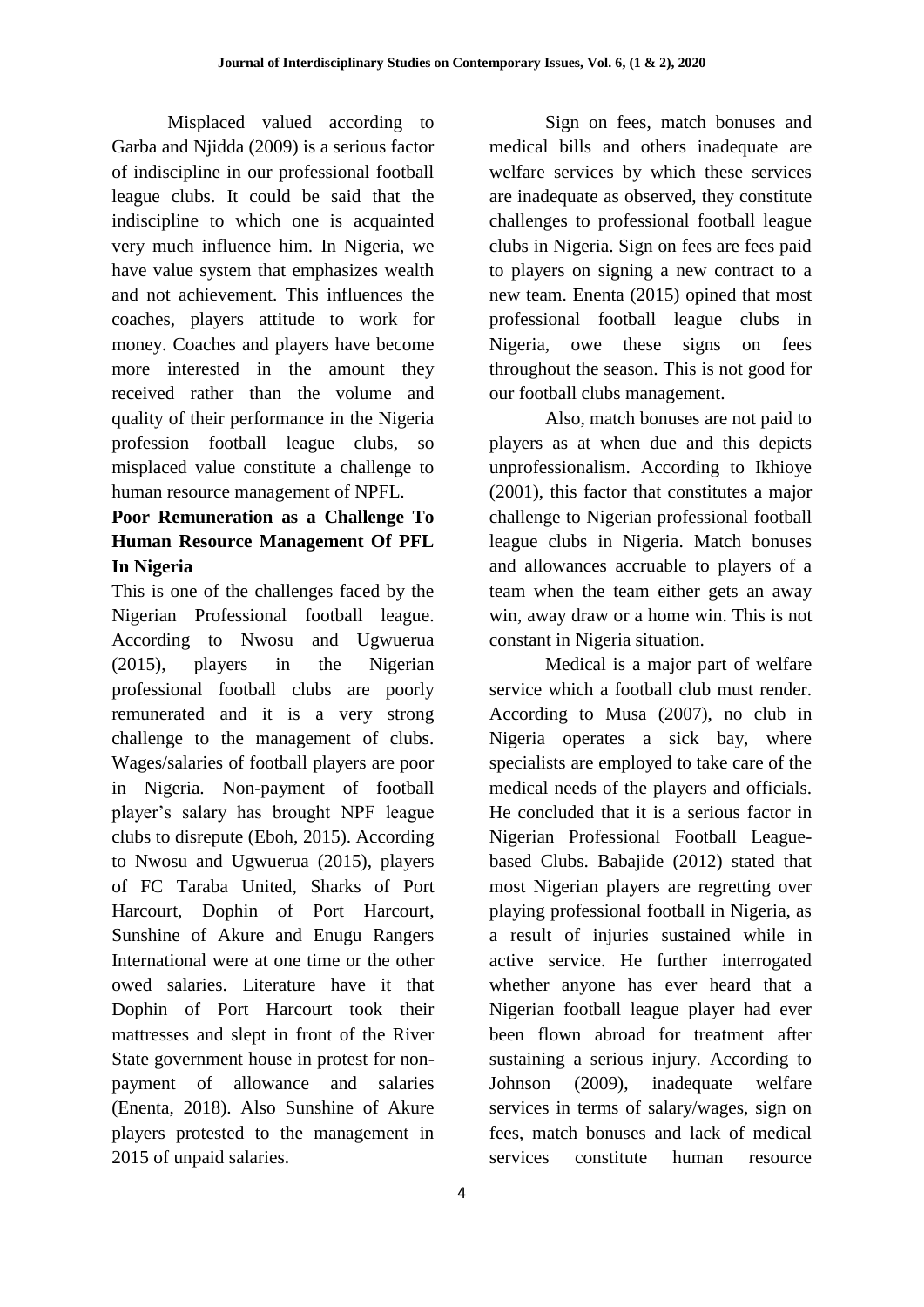Misplaced valued according to Garba and Njidda (2009) is a serious factor of indiscipline in our professional football league clubs. It could be said that the indiscipline to which one is acquainted very much influence him. In Nigeria, we have value system that emphasizes wealth and not achievement. This influences the coaches, players attitude to work for money. Coaches and players have become more interested in the amount they received rather than the volume and quality of their performance in the Nigeria profession football league clubs, so misplaced value constitute a challenge to human resource management of NPFL.

**Poor Remuneration as a Challenge To Human Resource Management Of PFL In Nigeria**

This is one of the challenges faced by the Nigerian Professional football league. According to Nwosu and Ugwuerua (2015), players in the Nigerian professional football clubs are poorly remunerated and it is a very strong challenge to the management of clubs. Wages/salaries of football players are poor in Nigeria. Non-payment of football player's salary has brought NPF league clubs to disrepute (Eboh, 2015). According to Nwosu and Ugwuerua (2015), players of FC Taraba United, Sharks of Port Harcourt, Dophin of Port Harcourt, Sunshine of Akure and Enugu Rangers International were at one time or the other owed salaries. Literature have it that Dophin of Port Harcourt took their mattresses and slept in front of the River State government house in protest for non-payment of allowance and salaries (Enenta, 2018). Also Sunshine of Akure players protested to the management in 2015 of unpaid salaries.

Sign on fees, match bonuses and medical bills and others inadequate are welfare services by which these services are inadequate as observed, they constitute challenges to professional football league clubs in Nigeria. Sign on fees are fees paid to players on signing a new contract to a new team. Enenta (2015) opined that most professional football league clubs in Nigeria, owe these signs on fees throughout the season. This is not good for our football clubs management.

Also, match bonuses are not paid to players as at when due and this depicts unprofessionalism. According to Ikhioye (2001), this factor that constitutes a major challenge to Nigerian professional football league clubs in Nigeria. Match bonuses and allowances accruable to players of a team when the team either gets an away win, away draw or a home win. This is not constant in Nigeria situation.

Medical is a major part of welfare service which a football club must render. According to Musa (2007), no club in Nigeria operates a sick bay, where specialists are employed to take care of the medical needs of the players and officials. He concluded that it is a serious factor in Nigerian Professional Football League-based Clubs. Babajide (2012) stated that most Nigerian players are regretting over playing professional football in Nigeria, as a result of injuries sustained while in active service. He further interrogated whether anyone has ever heard that a Nigerian football league player had ever been flown abroad for treatment after sustaining a serious injury. According to Johnson (2009), inadequate welfare services in terms of salary/wages, sign on fees, match bonuses and lack of medical services constitute human resource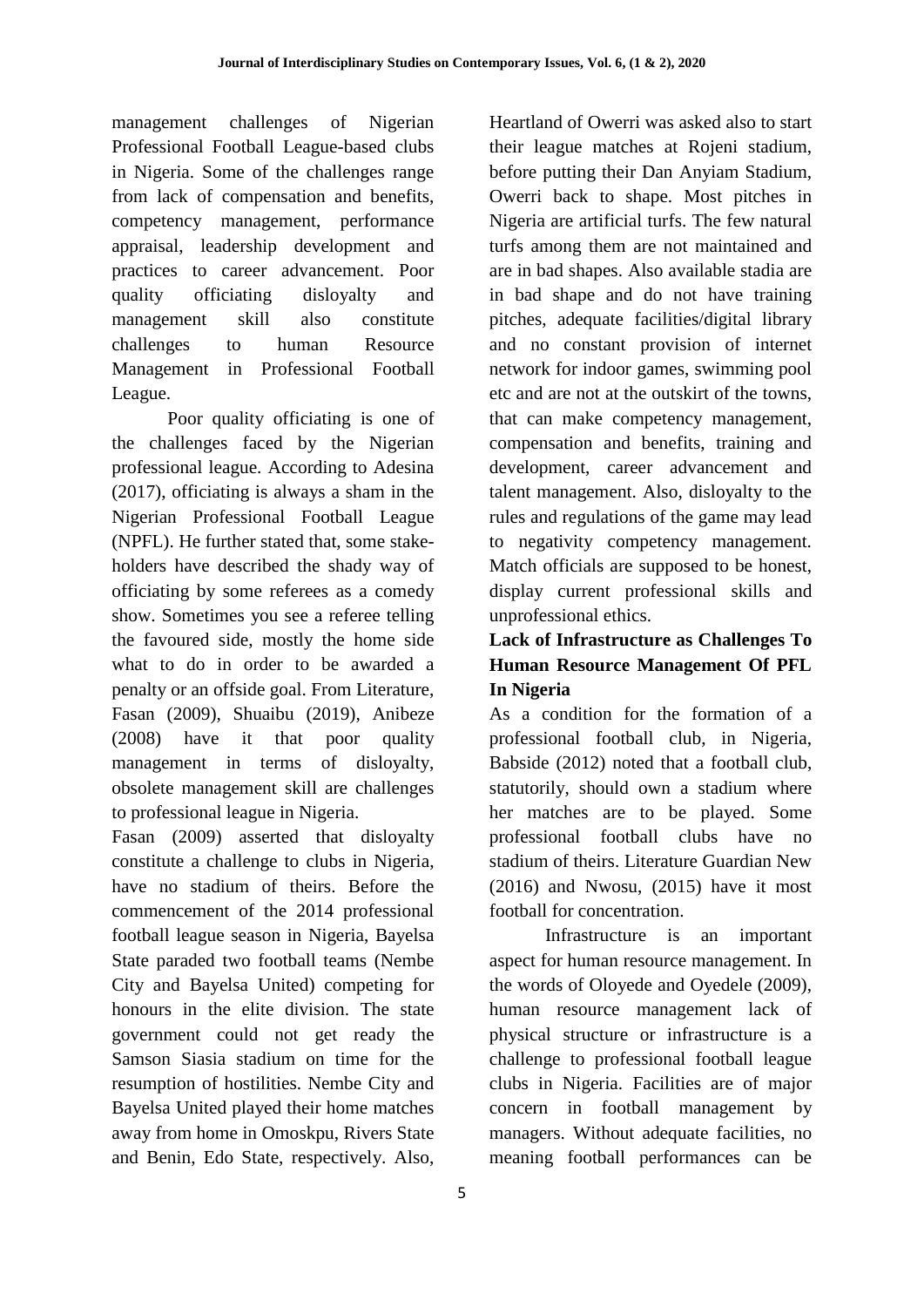management challenges of Nigerian Professional Football League-based clubs in Nigeria. Some of the challenges range from lack of compensation and benefits, competency management, performance appraisal, leadership development and practices to career advancement. Poor quality officiating disloyalty and management skill also constitute challenges to human Resource Management in Professional Football League.

Poor quality officiating is one of the challenges faced by the Nigerian professional league. According to Adesina (2017), officiating is always a sham in the Nigerian Professional Football League (NPFL). He further stated that, some stake-holders have described the shady way of officiating by some referees as a comedy show. Sometimes you see a referee telling the favoured side, mostly the home side what to do in order to be awarded a penalty or an offside goal. From Literature, Fasan (2009), Shuaibu (2019), Anibeze (2008) have it that poor quality management in terms of disloyalty, obsolete management skill are challenges to professional league in Nigeria.

Fasan (2009) asserted that disloyalty constitute a challenge to clubs in Nigeria, have no stadium of theirs. Before the commencement of the 2014 professional football league season in Nigeria, Bayelsa State paraded two football teams (Nembe City and Bayelsa United) competing for honours in the elite division. The state government could not get ready the Samson Siasia stadium on time for the resumption of hostilities. Nembe City and Bayelsa United played their home matches away from home in Omoskpu, Rivers State and Benin, Edo State, respectively. Also, Heartland of Owerri was asked also to start their league matches at Rojeni stadium, before putting their Dan Anyiam Stadium, Owerri back to shape. Most pitches in Nigeria are artificial turfs. The few natural turfs among them are not maintained and are in bad shapes. Also available stadia are in bad shape and do not have training pitches, adequate facilities/digital library and no constant provision of internet network for indoor games, swimming pool etc and are not at the outskirt of the towns, that can make competency management, compensation and benefits, training and development, career advancement and talent management. Also, disloyalty to the rules and regulations of the game may lead to negativity competency management. Match officials are supposed to be honest, display current professional skills and unprofessional ethics.

### Lack of Infrastructure as Challenges To Human Resource Management Of PFL In Nigeria

As a condition for the formation of a professional football club, in Nigeria, Babside (2012) noted that a football club, statutorily, should own a stadium where her matches are to be played. Some professional football clubs have no stadium of theirs. Literature Guardian New (2016) and Nwosu, (2015) have it most football for concentration.

Infrastructure is an important aspect for human resource management. In the words of Oloyede and Oyedele (2009), human resource management lack of physical structure or infrastructure is a challenge to professional football league clubs in Nigeria. Facilities are of major concern in football management by managers. Without adequate facilities, no meaning football performances can be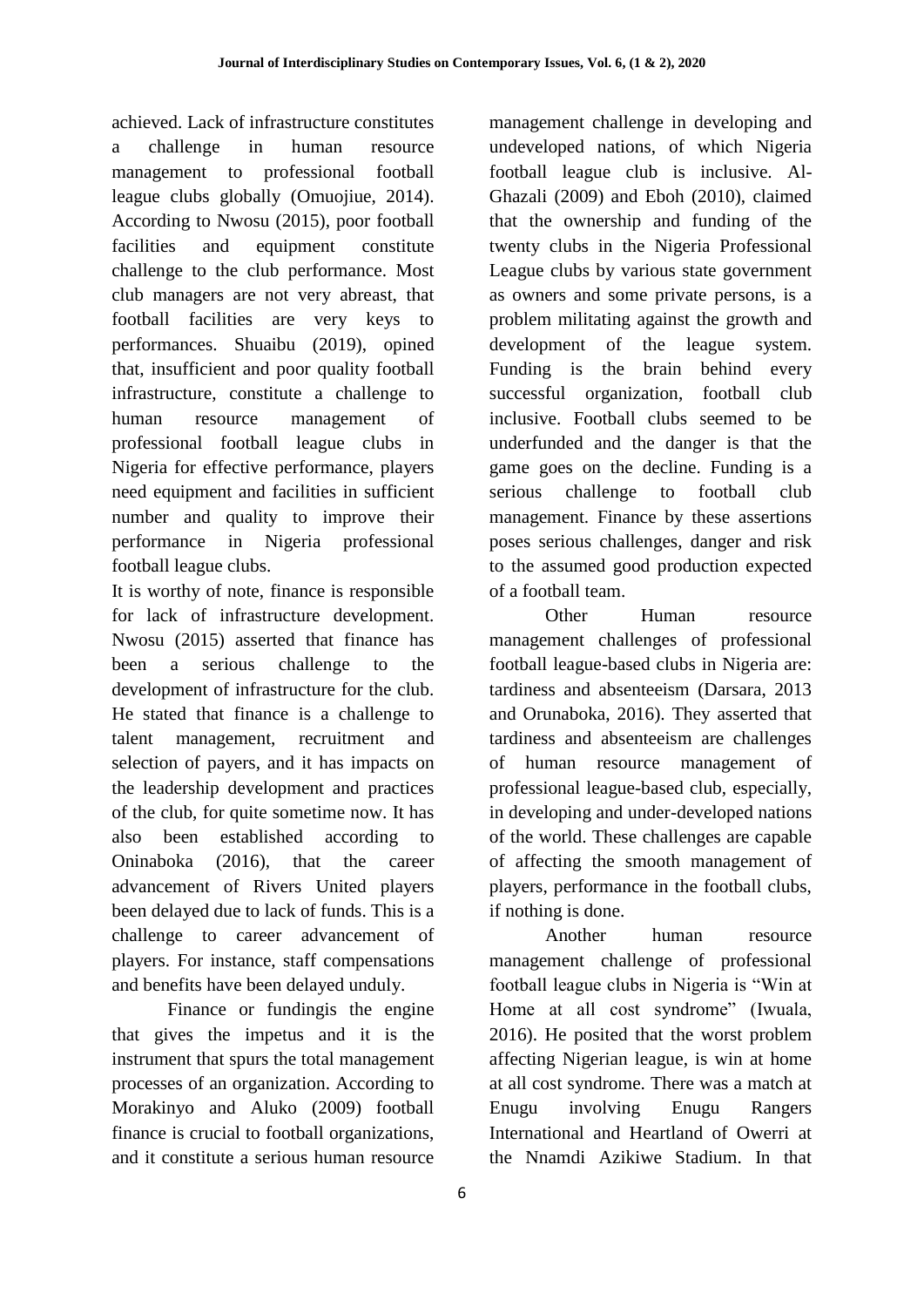achieved. Lack of infrastructure constitutes a challenge in human resource management to professional football league clubs globally (Omuojiue, 2014). According to Nwosu (2015), poor football facilities and equipment constitute challenge to the club performance. Most club managers are not very abreast, that football facilities are very keys to performances. Shuaibu (2019), opined that, insufficient and poor quality football infrastructure, constitute a challenge to human resource management of professional football league clubs in Nigeria for effective performance, players need equipment and facilities in sufficient number and quality to improve their performance in Nigeria professional football league clubs.

It is worthy of note, finance is responsible for lack of infrastructure development. Nwosu (2015) asserted that finance has been a serious challenge to the development of infrastructure for the club. He stated that finance is a challenge to talent management, recruitment and selection of payers, and it has impacts on the leadership development and practices of the club, for quite sometime now. It has also been established according to Oninaboka (2016), that the career advancement of Rivers United players been delayed due to lack of funds. This is a challenge to career advancement of players. For instance, staff compensations and benefits have been delayed unduly.

Finance or fundingis the engine that gives the impetus and it is the instrument that spurs the total management processes of an organization. According to Morakinyo and Aluko (2009) football finance is crucial to football organizations, and it constitute a serious human resource management challenge in developing and undeveloped nations, of which Nigeria football league club is inclusive. Al-Ghazali (2009) and Eboh (2010), claimed that the ownership and funding of the twenty clubs in the Nigeria Professional League clubs by various state government as owners and some private persons, is a problem militating against the growth and development of the league system. Funding is the brain behind every successful organization, football club inclusive. Football clubs seemed to be underfunded and the danger is that the game goes on the decline. Funding is a serious challenge to football club management. Finance by these assertions poses serious challenges, danger and risk to the assumed good production expected of a football team.

Other Human resource management challenges of professional football league-based clubs in Nigeria are: tardiness and absenteeism (Darsara, 2013 and Orunaboka, 2016). They asserted that tardiness and absenteeism are challenges of human resource management of professional league-based club, especially, in developing and under-developed nations of the world. These challenges are capable of affecting the smooth management of players, performance in the football clubs, if nothing is done.

Another human resource management challenge of professional football league clubs in Nigeria is "Win at Home at all cost syndrome" (Iwuala, 2016). He posited that the worst problem affecting Nigerian league, is win at home at all cost syndrome. There was a match at Enugu involving Enugu Rangers International and Heartland of Owerri at the Nnamdi Azikiwe Stadium. In that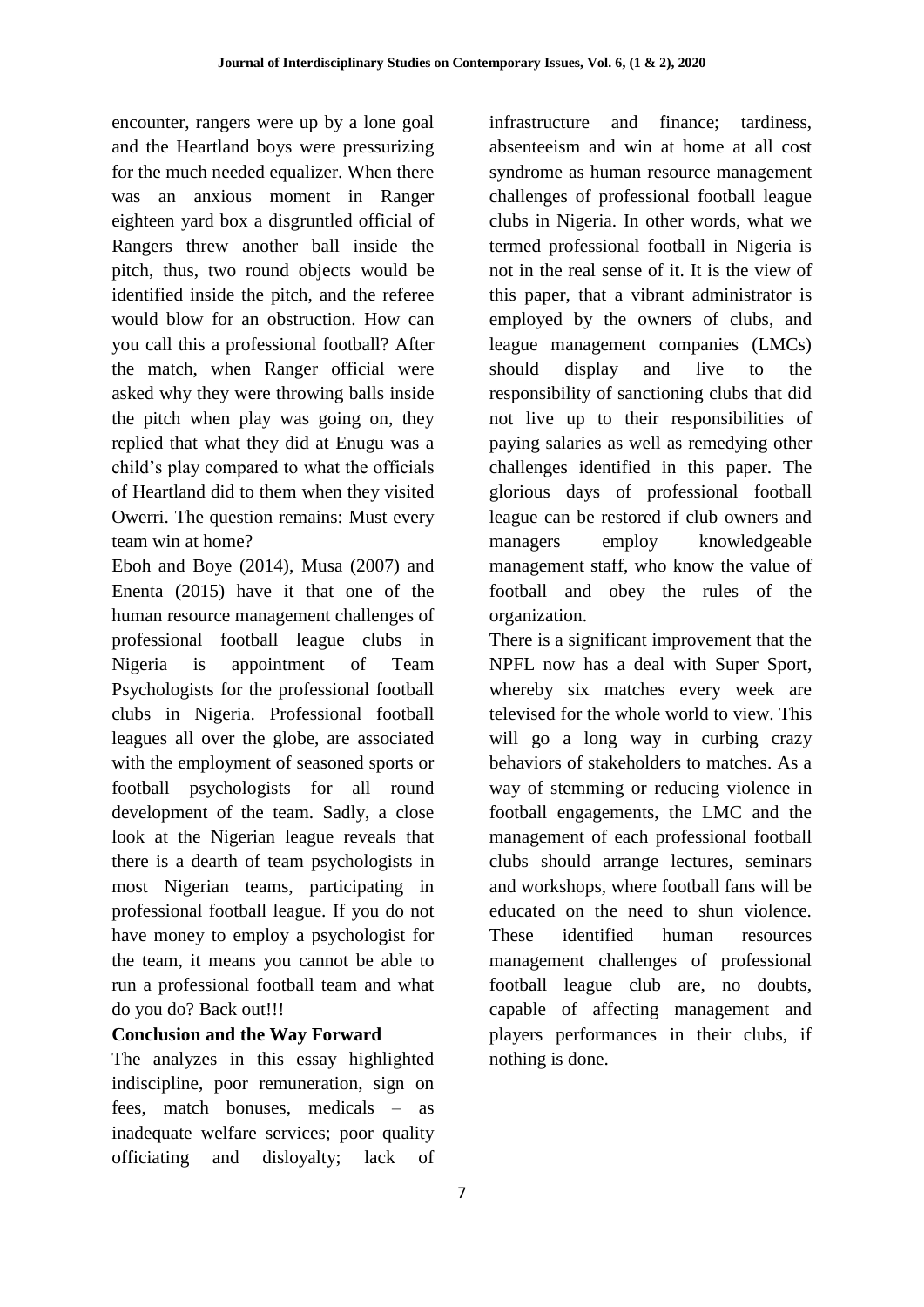encounter, rangers were up by a lone goal and the Heartland boys were pressurizing for the much needed equalizer. When there was an anxious moment in Ranger eighteen yard box a disgruntled official of Rangers threw another ball inside the pitch, thus, two round objects would be identified inside the pitch, and the referee would blow for an obstruction. How can you call this a professional football? After the match, when Ranger official were asked why they were throwing balls inside the pitch when play was going on, they replied that what they did at Enugu was a child's play compared to what the officials of Heartland did to them when they visited Owerri. The question remains: Must every team win at home?

Eboh and Boye (2014), Musa (2007) and Enenta (2015) have it that one of the human resource management challenges of professional football league clubs in Nigeria is appointment of Team Psychologists for the professional football clubs in Nigeria. Professional football leagues all over the globe, are associated with the employment of seasoned sports or football psychologists for all round development of the team. Sadly, a close look at the Nigerian league reveals that there is a dearth of team psychologists in most Nigerian teams, participating in professional football league. If you do not have money to employ a psychologist for the team, it means you cannot be able to run a professional football team and what do you do? Back out!!!

**Conclusion and the Way Forward**

The analyzes in this essay highlighted indiscipline, poor remuneration, sign on fees, match bonuses, medicals – as inadequate welfare services; poor quality officiating and disloyalty; lack of infrastructure and finance; tardiness, absenteeism and win at home at all cost syndrome as human resource management challenges of professional football league clubs in Nigeria. In other words, what we termed professional football in Nigeria is not in the real sense of it. It is the view of this paper, that a vibrant administrator is employed by the owners of clubs, and league management companies (LMCs) should display and live to the responsibility of sanctioning clubs that did not live up to their responsibilities of paying salaries as well as remedying other challenges identified in this paper. The glorious days of professional football league can be restored if club owners and managers employ knowledgeable management staff, who know the value of football and obey the rules of the organization.

There is a significant improvement that the NPFL now has a deal with Super Sport, whereby six matches every week are televised for the whole world to view. This will go a long way in curbing crazy behaviors of stakeholders to matches. As a way of stemming or reducing violence in football engagements, the LMC and the management of each professional football clubs should arrange lectures, seminars and workshops, where football fans will be educated on the need to shun violence. These identified human resources management challenges of professional football league club are, no doubts, capable of affecting management and players performances in their clubs, if nothing is done.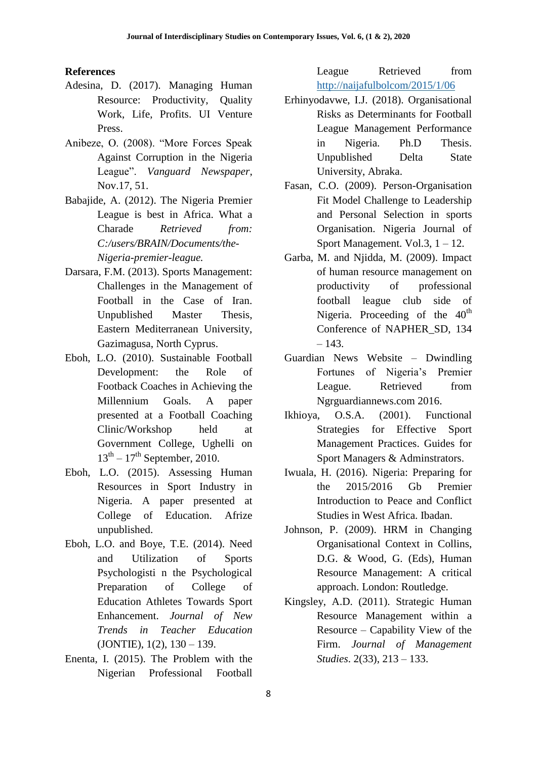## References

Adesina, D. (2017). Managing Human Resource: Productivity, Quality Work, Life, Profits. UI Venture Press.

Anibeze, O. (2008). "More Forces Speak Against Corruption in the Nigeria League". *Vanguard Newspaper*, Nov.17, 51.

Babajide, A. (2012). The Nigeria Premier League is best in Africa. What a Charade *Retrieved from: C:/users/BRAIN/Documents/the-Nigeria-premier-league.*

Darsara, F.M. (2013). Sports Management: Challenges in the Management of Football in the Case of Iran. Unpublished Master Thesis, Eastern Mediterranean University, Gazimagusa, North Cyprus.

Eboh, L.O. (2010). Sustainable Football Development: the Role of Footback Coaches in Achieving the Millennium Goals. A paper presented at a Football Coaching Clinic/Workshop held at Government College, Ughelli on 13th – 17th September, 2010.

Eboh, L.O. (2015). Assessing Human Resources in Sport Industry in Nigeria. A paper presented at College of Education. Afrize unpublished.

Eboh, L.O. and Boye, T.E. (2014). Need and Utilization of Sports Psychologisti n the Psychological Preparation of College of Education Athletes Towards Sport Enhancement. *Journal of New Trends in Teacher Education* (JONTIE), 1(2), 130 – 139.

Enenta, I. (2015). The Problem with the Nigerian Professional Football League Retrieved from http://naijafulbolcom/2015/1/06

Erhinyodavwe, I.J. (2018). Organisational Risks as Determinants for Football League Management Performance in Nigeria. Ph.D Thesis. Unpublished Delta State University, Abraka.

Fasan, C.O. (2009). Person-Organisation Fit Model Challenge to Leadership and Personal Selection in sports Organisation. Nigeria Journal of Sport Management. Vol.3, 1 – 12.

Garba, M. and Njidda, M. (2009). Impact of human resource management on productivity of professional football league club side of Nigeria. Proceeding of the 40th Conference of NAPHER_SD, 134 – 143.

Guardian News Website – Dwindling Fortunes of Nigeria's Premier League. Retrieved from Ngrguardiannews.com 2016.

Ikhioya, O.S.A. (2001). Functional Strategies for Effective Sport Management Practices. Guides for Sport Managers & Adminstrators.

Iwuala, H. (2016). Nigeria: Preparing for the 2015/2016 Gb Premier Introduction to Peace and Conflict Studies in West Africa. Ibadan.

Johnson, P. (2009). HRM in Changing Organisational Context in Collins, D.G. & Wood, G. (Eds), Human Resource Management: A critical approach. London: Routledge.

Kingsley, A.D. (2011). Strategic Human Resource Management within a Resource – Capability View of the Firm. *Journal of Management Studies*. 2(33), 213 – 133.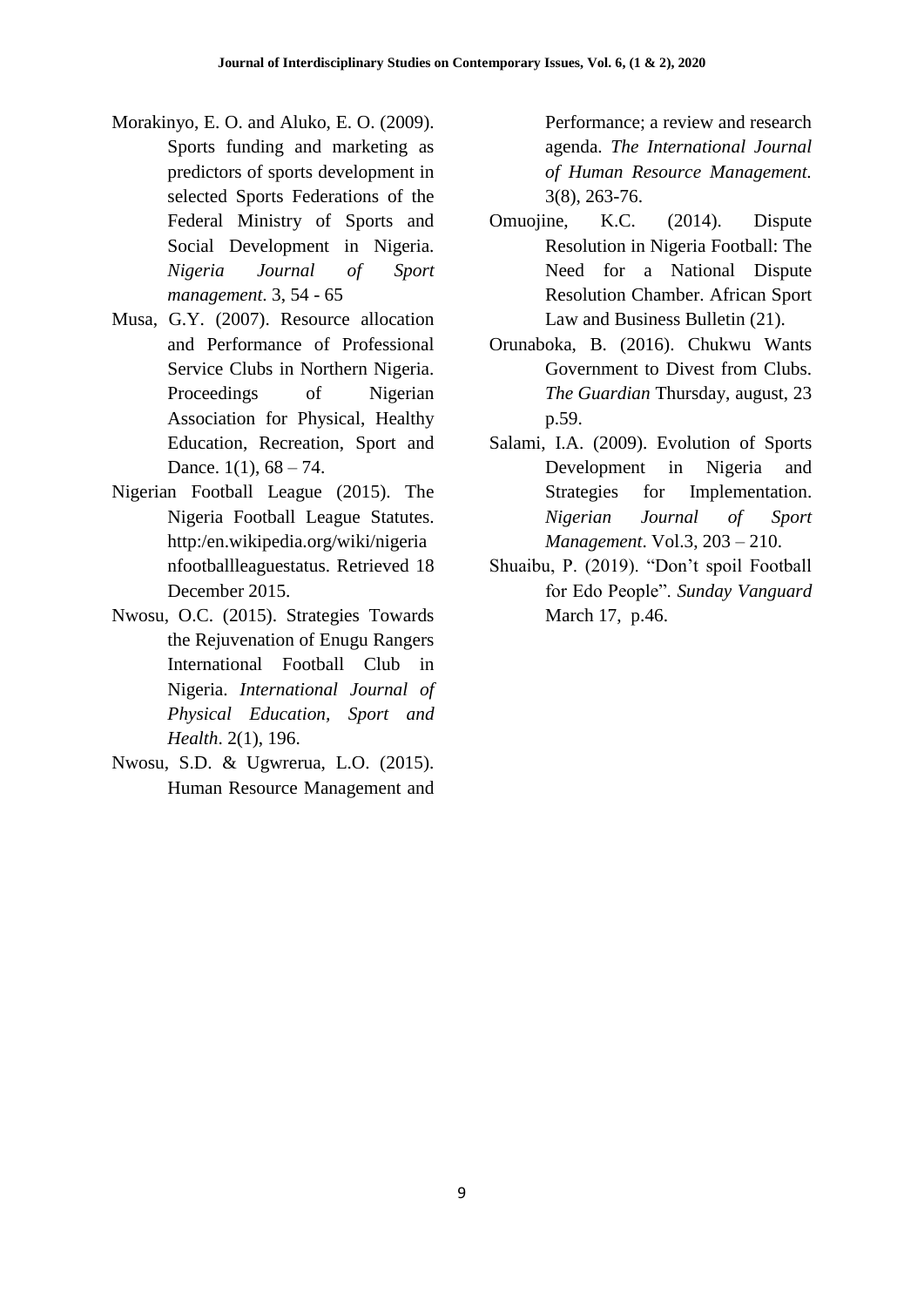Morakinyo, E. O. and Aluko, E. O. (2009). Sports funding and marketing as predictors of sports development in selected Sports Federations of the Federal Ministry of Sports and Social Development in Nigeria. *Nigeria Journal of Sport management*. 3, 54 - 65

Musa, G.Y. (2007). Resource allocation and Performance of Professional Service Clubs in Northern Nigeria. Proceedings of Nigerian Association for Physical, Healthy Education, Recreation, Sport and Dance. 1(1), 68 – 74.

Nigerian Football League (2015). The Nigeria Football League Statutes. http:/en.wikipedia.org/wiki/nigeria nfootballleaguestatus. Retrieved 18 December 2015.

Nwosu, O.C. (2015). Strategies Towards the Rejuvenation of Enugu Rangers International Football Club in Nigeria. *International Journal of Physical Education, Sport and Health*. 2(1), 196.

Nwosu, S.D. & Ugwrerua, L.O. (2015). Human Resource Management and Performance; a review and research agenda. *The International Journal of Human Resource Management.* 3(8), 263-76.

Omuojine, K.C. (2014). Dispute Resolution in Nigeria Football: The Need for a National Dispute Resolution Chamber. African Sport Law and Business Bulletin (21).

Orunaboka, B. (2016). Chukwu Wants Government to Divest from Clubs. *The Guardian* Thursday, august, 23 p.59.

Salami, I.A. (2009). Evolution of Sports Development in Nigeria and Strategies for Implementation. *Nigerian Journal of Sport Management*. Vol.3, 203 – 210.

Shuaibu, P. (2019). "Don't spoil Football for Edo People". *Sunday Vanguard* March 17, p.46.